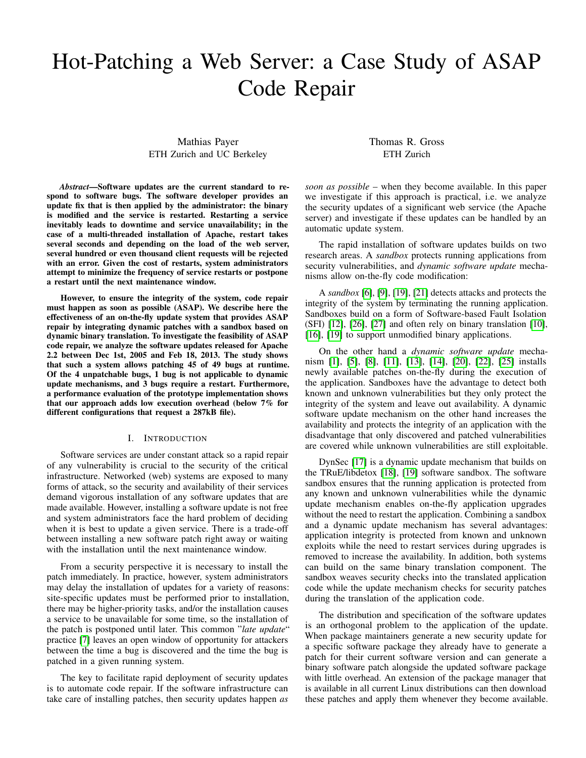# Hot-Patching a Web Server: a Case Study of ASAP Code Repair

Mathias Payer
ETH Zurich and UC Berkeley

Thomas R. Gross
ETH Zurich

***Abstract*—Software updates are the current standard to respond to software bugs. The software developer provides an update fix that is then applied by the administrator: the binary is modified and the service is restarted. Restarting a service inevitably leads to downtime and service unavailability; in the case of a multi-threaded installation of Apache, restart takes several seconds and depending on the load of the web server, several hundred or even thousand client requests will be rejected with an error. Given the cost of restarts, system administrators attempt to minimize the frequency of service restarts or postpone a restart until the next maintenance window.**

**However, to ensure the integrity of the system, code repair must happen as soon as possible (ASAP). We describe here the effectiveness of an on-the-fly update system that provides ASAP repair by integrating dynamic patches with a sandbox based on dynamic binary translation. To investigate the feasibility of ASAP code repair, we analyze the software updates released for Apache 2.2 between Dec 1st, 2005 and Feb 18, 2013. The study shows that such a system allows patching 45 of 49 bugs at runtime. Of the 4 unpatchable bugs, 1 bug is not applicable to dynamic update mechanisms, and 3 bugs require a restart. Furthermore, a performance evaluation of the prototype implementation shows that our approach adds low execution overhead (below 7% for different configurations that request a 287kB file).**

## I. Introduction

Software services are under constant attack so a rapid repair of any vulnerability is crucial to the security of the critical infrastructure. Networked (web) systems are exposed to many forms of attack, so the security and availability of their services demand vigorous installation of any software updates that are made available. However, installing a software update is not free and system administrators face the hard problem of deciding when it is best to update a given service. There is a trade-off between installing a new software patch right away or waiting with the installation until the next maintenance window.

From a security perspective it is necessary to install the patch immediately. In practice, however, system administrators may delay the installation of updates for a variety of reasons: site-specific updates must be performed prior to installation, there may be higher-priority tasks, and/or the installation causes a service to be unavailable for some time, so the installation of the patch is postponed until later. This common "*late update*" practice [7] leaves an open window of opportunity for attackers between the time a bug is discovered and the time the bug is patched in a given running system.

The key to facilitate rapid deployment of security updates is to automate code repair. If the software infrastructure can take care of installing patches, then security updates happen *as soon as possible* – when they become available. In this paper we investigate if this approach is practical, i.e. we analyze the security updates of a significant web service (the Apache server) and investigate if these updates can be handled by an automatic update system.

The rapid installation of software updates builds on two research areas. A *sandbox* protects running applications from security vulnerabilities, and *dynamic software update* mechanisms allow on-the-fly code modification:

A *sandbox* [6], [9], [19], [21] detects attacks and protects the integrity of the system by terminating the running application. Sandboxes build on a form of Software-based Fault Isolation (SFI) [12], [26], [27] and often rely on binary translation [10], [16], [19] to support unmodified binary applications.

On the other hand a *dynamic software update* mechanism [1], [5], [8], [11], [13], [14], [20], [22], [25] installs newly available patches on-the-fly during the execution of the application. Sandboxes have the advantage to detect both known and unknown vulnerabilities but they only protect the integrity of the system and leave out availability. A dynamic software update mechanism on the other hand increases the availability and protects the integrity of an application with the disadvantage that only discovered and patched vulnerabilities are covered while unknown vulnerabilities are still exploitable.

DynSec [17] is a dynamic update mechanism that builds on the TRuE/libdetox [18], [19] software sandbox. The software sandbox ensures that the running application is protected from any known and unknown vulnerabilities while the dynamic update mechanism enables on-the-fly application upgrades without the need to restart the application. Combining a sandbox and a dynamic update mechanism has several advantages: application integrity is protected from known and unknown exploits while the need to restart services during upgrades is removed to increase the availability. In addition, both systems can build on the same binary translation component. The sandbox weaves security checks into the translated application code while the update mechanism checks for security patches during the translation of the application code.

The distribution and specification of the software updates is an orthogonal problem to the application of the update. When package maintainers generate a new security update for a specific software package they already have to generate a patch for their current software version and can generate a binary software patch alongside the updated software package with little overhead. An extension of the package manager that is available in all current Linux distributions can then download these patches and apply them whenever they become available.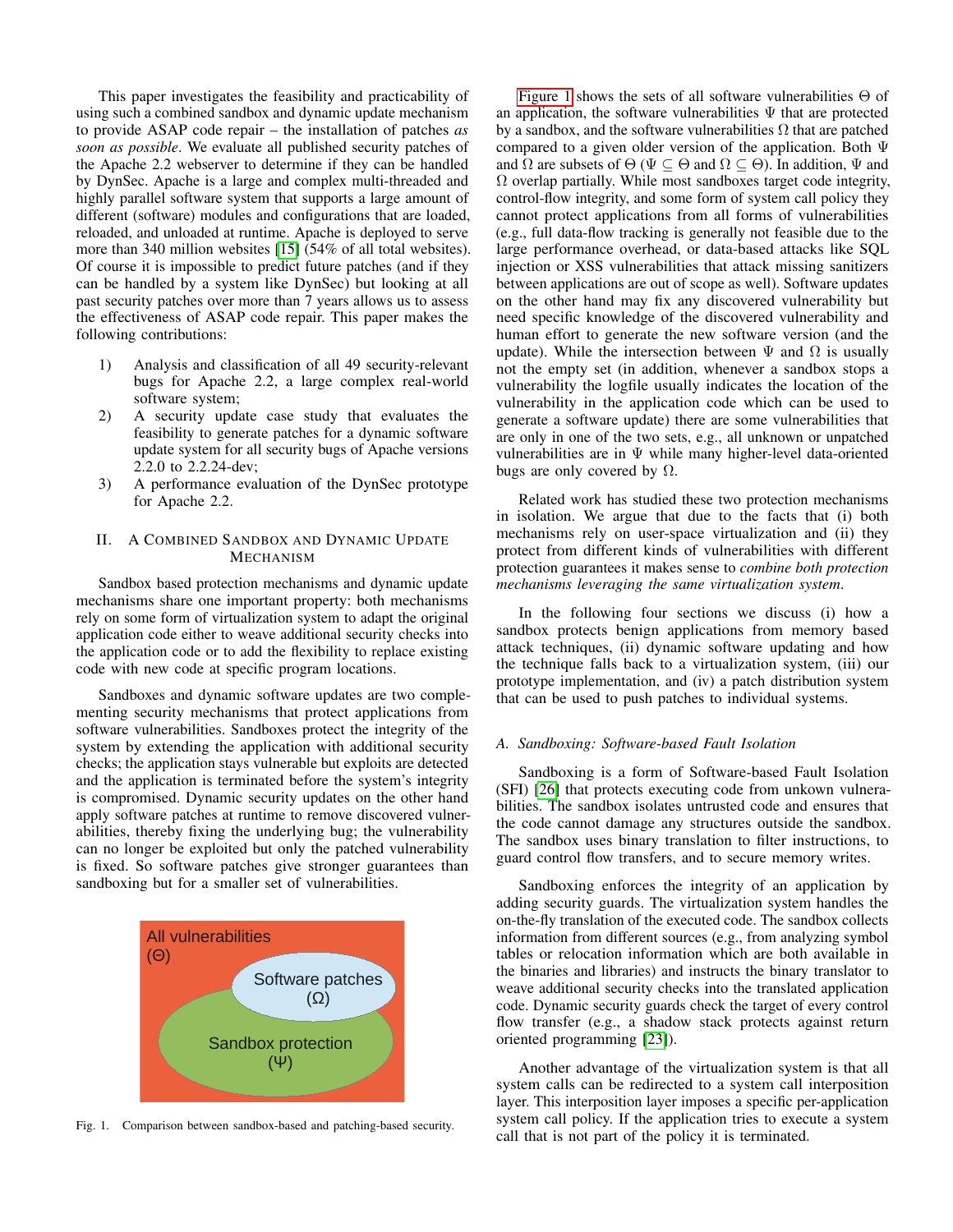This paper investigates the feasibility and practicability of using such a combined sandbox and dynamic update mechanism to provide ASAP code repair – the installation of patches *as soon as possible*. We evaluate all published security patches of the Apache 2.2 webserver to determine if they can be handled by DynSec. Apache is a large and complex multi-threaded and highly parallel software system that supports a large amount of different (software) modules and configurations that are loaded, reloaded, and unloaded at runtime. Apache is deployed to serve more than 340 million websites [15] (54% of all total websites). Of course it is impossible to predict future patches (and if they can be handled by a system like DynSec) but looking at all past security patches over more than 7 years allows us to assess the effectiveness of ASAP code repair. This paper makes the following contributions:

1) Analysis and classification of all 49 security-relevant bugs for Apache 2.2, a large complex real-world software system;
2) A security update case study that evaluates the feasibility to generate patches for a dynamic software update system for all security bugs of Apache versions 2.2.0 to 2.2.24-dev;
3) A performance evaluation of the DynSec prototype for Apache 2.2.

## II. A Combined Sandbox and Dynamic Update Mechanism

Sandbox based protection mechanisms and dynamic update mechanisms share one important property: both mechanisms rely on some form of virtualization system to adapt the original application code either to weave additional security checks into the application code or to add the flexibility to replace existing code with new code at specific program locations.

Sandboxes and dynamic software updates are two complementing security mechanisms that protect applications from software vulnerabilities. Sandboxes protect the integrity of the system by extending the application with additional security checks; the application stays vulnerable but exploits are detected and the application is terminated before the system's integrity is compromised. Dynamic security updates on the other hand apply software patches at runtime to remove discovered vulnerabilities, thereby fixing the underlying bug; the vulnerability can no longer be exploited but only the patched vulnerability is fixed. So software patches give stronger guarantees than sandboxing but for a smaller set of vulnerabilities.

All vulnerabilities
($\Theta$)
Software patches
($\Omega$)
Sandbox protection
($\Psi$)

Fig. 1. Comparison between sandbox-based and patching-based security.

Figure 1 shows the sets of all software vulnerabilities $\Theta$ of an application, the software vulnerabilities $\Psi$ that are protected by a sandbox, and the software vulnerabilities $\Omega$ that are patched compared to a given older version of the application. Both $\Psi$ and $\Omega$ are subsets of $\Theta$ ($\Psi \subseteq \Theta$ and $\Omega \subseteq \Theta$). In addition, $\Psi$ and $\Omega$ overlap partially. While most sandboxes target code integrity, control-flow integrity, and some form of system call policy they cannot protect applications from all forms of vulnerabilities (e.g., full data-flow tracking is generally not feasible due to the large performance overhead, or data-based attacks like SQL injection or XSS vulnerabilities that attack missing sanitizers between applications are out of scope as well). Software updates on the other hand may fix any discovered vulnerability but need specific knowledge of the discovered vulnerability and human effort to generate the new software version (and the update). While the intersection between $\Psi$ and $\Omega$ is usually not the empty set (in addition, whenever a sandbox stops a vulnerability the logfile usually indicates the location of the vulnerability in the application code which can be used to generate a software update) there are some vulnerabilities that are only in one of the two sets, e.g., all unknown or unpatched vulnerabilities are in $\Psi$ while many higher-level data-oriented bugs are only covered by $\Omega$.

Related work has studied these two protection mechanisms in isolation. We argue that due to the facts that (i) both mechanisms rely on user-space virtualization and (ii) they protect from different kinds of vulnerabilities with different protection guarantees it makes sense to *combine both protection mechanisms leveraging the same virtualization system*.

In the following four sections we discuss (i) how a sandbox protects benign applications from memory based attack techniques, (ii) dynamic software updating and how the technique falls back to a virtualization system, (iii) our prototype implementation, and (iv) a patch distribution system that can be used to push patches to individual systems.

### A. Sandboxing: Software-based Fault Isolation

Sandboxing is a form of Software-based Fault Isolation (SFI) [26] that protects executing code from unkown vulnerabilities. The sandbox isolates untrusted code and ensures that the code cannot damage any structures outside the sandbox. The sandbox uses binary translation to filter instructions, to guard control flow transfers, and to secure memory writes.

Sandboxing enforces the integrity of an application by adding security guards. The virtualization system handles the on-the-fly translation of the executed code. The sandbox collects information from different sources (e.g., from analyzing symbol tables or relocation information which are both available in the binaries and libraries) and instructs the binary translator to weave additional security checks into the translated application code. Dynamic security guards check the target of every control flow transfer (e.g., a shadow stack protects against return oriented programming [23]).

Another advantage of the virtualization system is that all system calls can be redirected to a system call interposition layer. This interposition layer imposes a specific per-application system call policy. If the application tries to execute a system call that is not part of the policy it is terminated.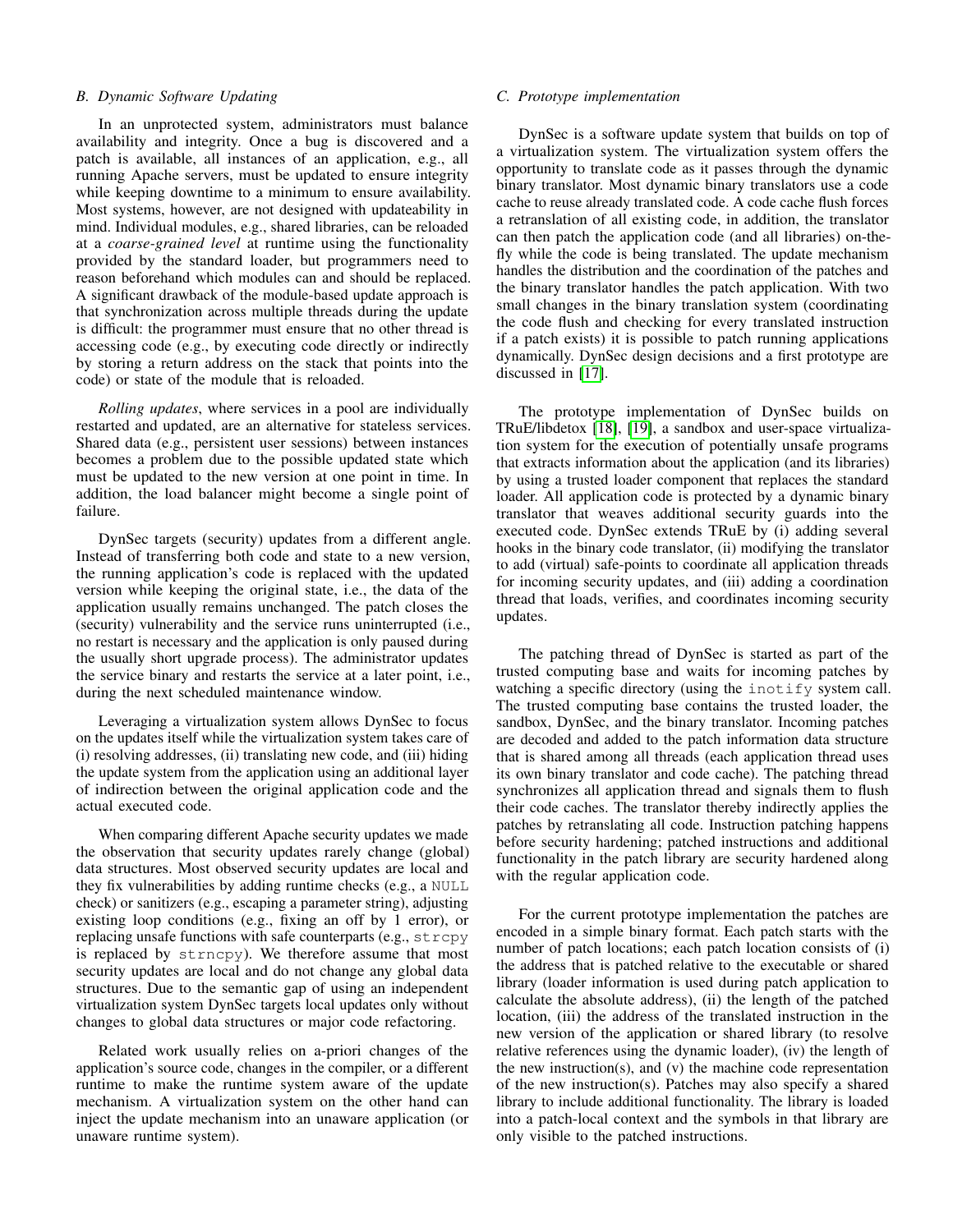### B. Dynamic Software Updating

In an unprotected system, administrators must balance availability and integrity. Once a bug is discovered and a patch is available, all instances of an application, e.g., all running Apache servers, must be updated to ensure integrity while keeping downtime to a minimum to ensure availability. Most systems, however, are not designed with updateability in mind. Individual modules, e.g., shared libraries, can be reloaded at a *coarse-grained level* at runtime using the functionality provided by the standard loader, but programmers need to reason beforehand which modules can and should be replaced. A significant drawback of the module-based update approach is that synchronization across multiple threads during the update is difficult: the programmer must ensure that no other thread is accessing code (e.g., by executing code directly or indirectly by storing a return address on the stack that points into the code) or state of the module that is reloaded.

*Rolling updates*, where services in a pool are individually restarted and updated, are an alternative for stateless services. Shared data (e.g., persistent user sessions) between instances becomes a problem due to the possible updated state which must be updated to the new version at one point in time. In addition, the load balancer might become a single point of failure.

DynSec targets (security) updates from a different angle. Instead of transferring both code and state to a new version, the running application's code is replaced with the updated version while keeping the original state, i.e., the data of the application usually remains unchanged. The patch closes the (security) vulnerability and the service runs uninterrupted (i.e., no restart is necessary and the application is only paused during the usually short upgrade process). The administrator updates the service binary and restarts the service at a later point, i.e., during the next scheduled maintenance window.

Leveraging a virtualization system allows DynSec to focus on the updates itself while the virtualization system takes care of (i) resolving addresses, (ii) translating new code, and (iii) hiding the update system from the application using an additional layer of indirection between the original application code and the actual executed code.

When comparing different Apache security updates we made the observation that security updates rarely change (global) data structures. Most observed security updates are local and they fix vulnerabilities by adding runtime checks (e.g., a `NULL` check) or sanitizers (e.g., escaping a parameter string), adjusting existing loop conditions (e.g., fixing an off by 1 error), or replacing unsafe functions with safe counterparts (e.g., `strcpy` is replaced by `strncpy`). We therefore assume that most security updates are local and do not change any global data structures. Due to the semantic gap of using an independent virtualization system DynSec targets local updates only without changes to global data structures or major code refactoring.

Related work usually relies on a-priori changes of the application's source code, changes in the compiler, or a different runtime to make the runtime system aware of the update mechanism. A virtualization system on the other hand can inject the update mechanism into an unaware application (or unaware runtime system).

### C. Prototype implementation

DynSec is a software update system that builds on top of a virtualization system. The virtualization system offers the opportunity to translate code as it passes through the dynamic binary translator. Most dynamic binary translators use a code cache to reuse already translated code. A code cache flush forces a retranslation of all existing code, in addition, the translator can then patch the application code (and all libraries) on-the-fly while the code is being translated. The update mechanism handles the distribution and the coordination of the patches and the binary translator handles the patch application. With two small changes in the binary translation system (coordinating the code flush and checking for every translated instruction if a patch exists) it is possible to patch running applications dynamically. DynSec design decisions and a first prototype are discussed in [17].

The prototype implementation of DynSec builds on TRuE/libdetox [18], [19], a sandbox and user-space virtualization system for the execution of potentially unsafe programs that extracts information about the application (and its libraries) by using a trusted loader component that replaces the standard loader. All application code is protected by a dynamic binary translator that weaves additional security guards into the executed code. DynSec extends TRuE by (i) adding several hooks in the binary code translator, (ii) modifying the translator to add (virtual) safe-points to coordinate all application threads for incoming security updates, and (iii) adding a coordination thread that loads, verifies, and coordinates incoming security updates.

The patching thread of DynSec is started as part of the trusted computing base and waits for incoming patches by watching a specific directory (using the `inotify` system call. The trusted computing base contains the trusted loader, the sandbox, DynSec, and the binary translator. Incoming patches are decoded and added to the patch information data structure that is shared among all threads (each application thread uses its own binary translator and code cache). The patching thread synchronizes all application thread and signals them to flush their code caches. The translator thereby indirectly applies the patches by retranslating all code. Instruction patching happens before security hardening; patched instructions and additional functionality in the patch library are security hardened along with the regular application code.

For the current prototype implementation the patches are encoded in a simple binary format. Each patch starts with the number of patch locations; each patch location consists of (i) the address that is patched relative to the executable or shared library (loader information is used during patch application to calculate the absolute address), (ii) the length of the patched location, (iii) the address of the translated instruction in the new version of the application or shared library (to resolve relative references using the dynamic loader), (iv) the length of the new instruction(s), and (v) the machine code representation of the new instruction(s). Patches may also specify a shared library to include additional functionality. The library is loaded into a patch-local context and the symbols in that library are only visible to the patched instructions.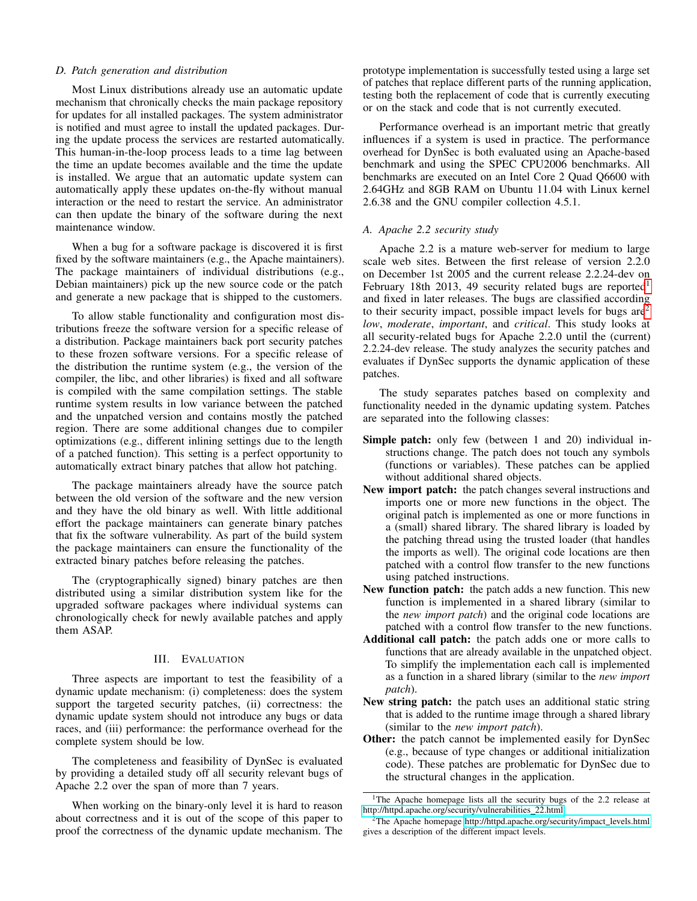### D. Patch generation and distribution

Most Linux distributions already use an automatic update mechanism that chronically checks the main package repository for updates for all installed packages. The system administrator is notified and must agree to install the updated packages. During the update process the services are restarted automatically. This human-in-the-loop process leads to a time lag between the time an update becomes available and the time the update is installed. We argue that an automatic update system can automatically apply these updates on-the-fly without manual interaction or the need to restart the service. An administrator can then update the binary of the software during the next maintenance window.

When a bug for a software package is discovered it is first fixed by the software maintainers (e.g., the Apache maintainers). The package maintainers of individual distributions (e.g., Debian maintainers) pick up the new source code or the patch and generate a new package that is shipped to the customers.

To allow stable functionality and configuration most distributions freeze the software version for a specific release of a distribution. Package maintainers back port security patches to these frozen software versions. For a specific release of the distribution the runtime system (e.g., the version of the compiler, the libc, and other libraries) is fixed and all software is compiled with the same compilation settings. The stable runtime system results in low variance between the patched and the unpatched version and contains mostly the patched region. There are some additional changes due to compiler optimizations (e.g., different inlining settings due to the length of a patched function). This setting is a perfect opportunity to automatically extract binary patches that allow hot patching.

The package maintainers already have the source patch between the old version of the software and the new version and they have the old binary as well. With little additional effort the package maintainers can generate binary patches that fix the software vulnerability. As part of the build system the package maintainers can ensure the functionality of the extracted binary patches before releasing the patches.

The (cryptographically signed) binary patches are then distributed using a similar distribution system like for the upgraded software packages where individual systems can chronologically check for newly available patches and apply them ASAP.

## III. Evaluation

Three aspects are important to test the feasibility of a dynamic update mechanism: (i) completeness: does the system support the targeted security patches, (ii) correctness: the dynamic update system should not introduce any bugs or data races, and (iii) performance: the performance overhead for the complete system should be low.

The completeness and feasibility of DynSec is evaluated by providing a detailed study off all security relevant bugs of Apache 2.2 over the span of more than 7 years.

When working on the binary-only level it is hard to reason about correctness and it is out of the scope of this paper to proof the correctness of the dynamic update mechanism. The prototype implementation is successfully tested using a large set of patches that replace different parts of the running application, testing both the replacement of code that is currently executing or on the stack and code that is not currently executed.

Performance overhead is an important metric that greatly influences if a system is used in practice. The performance overhead for DynSec is both evaluated using an Apache-based benchmark and using the SPEC CPU2006 benchmarks. All benchmarks are executed on an Intel Core 2 Quad Q6600 with 2.64GHz and 8GB RAM on Ubuntu 11.04 with Linux kernel 2.6.38 and the GNU compiler collection 4.5.1.

### A. Apache 2.2 security study

Apache 2.2 is a mature web-server for medium to large scale web sites. Between the first release of version 2.2.0 on December 1st 2005 and the current release 2.2.24-dev on February 18th 2013, 49 security related bugs are reported[1] and fixed in later releases. The bugs are classified according to their security impact, possible impact levels for bugs are[2] *low*, *moderate*, *important*, and *critical*. This study looks at all security-related bugs for Apache 2.2.0 until the (current) 2.2.24-dev release. The study analyzes the security patches and evaluates if DynSec supports the dynamic application of these patches.

The study separates patches based on complexity and functionality needed in the dynamic updating system. Patches are separated into the following classes:

- **Simple patch:** only few (between 1 and 20) individual instructions change. The patch does not touch any symbols (functions or variables). These patches can be applied without additional shared objects.
- **New import patch:** the patch changes several instructions and imports one or more new functions in the object. The original patch is implemented as one or more functions in a (small) shared library. The shared library is loaded by the patching thread using the trusted loader (that handles the imports as well). The original code locations are then patched with a control flow transfer to the new functions using patched instructions.
- **New function patch:** the patch adds a new function. This new function is implemented in a shared library (similar to the *new import patch*) and the original code locations are patched with a control flow transfer to the new functions.
- **Additional call patch:** the patch adds one or more calls to functions that are already available in the unpatched object. To simplify the implementation each call is implemented as a function in a shared library (similar to the *new import patch*).
- **New string patch:** the patch uses an additional static string that is added to the runtime image through a shared library (similar to the *new import patch*).
- **Other:** the patch cannot be implemented easily for DynSec (e.g., because of type changes or additional initialization code). These patches are problematic for DynSec due to the structural changes in the application.

[1] The Apache homepage lists all the security bugs of the 2.2 release at http://httpd.apache.org/security/vulnerabilities_22.html

[2] The Apache homepage http://httpd.apache.org/security/impact_levels.html gives a description of the different impact levels.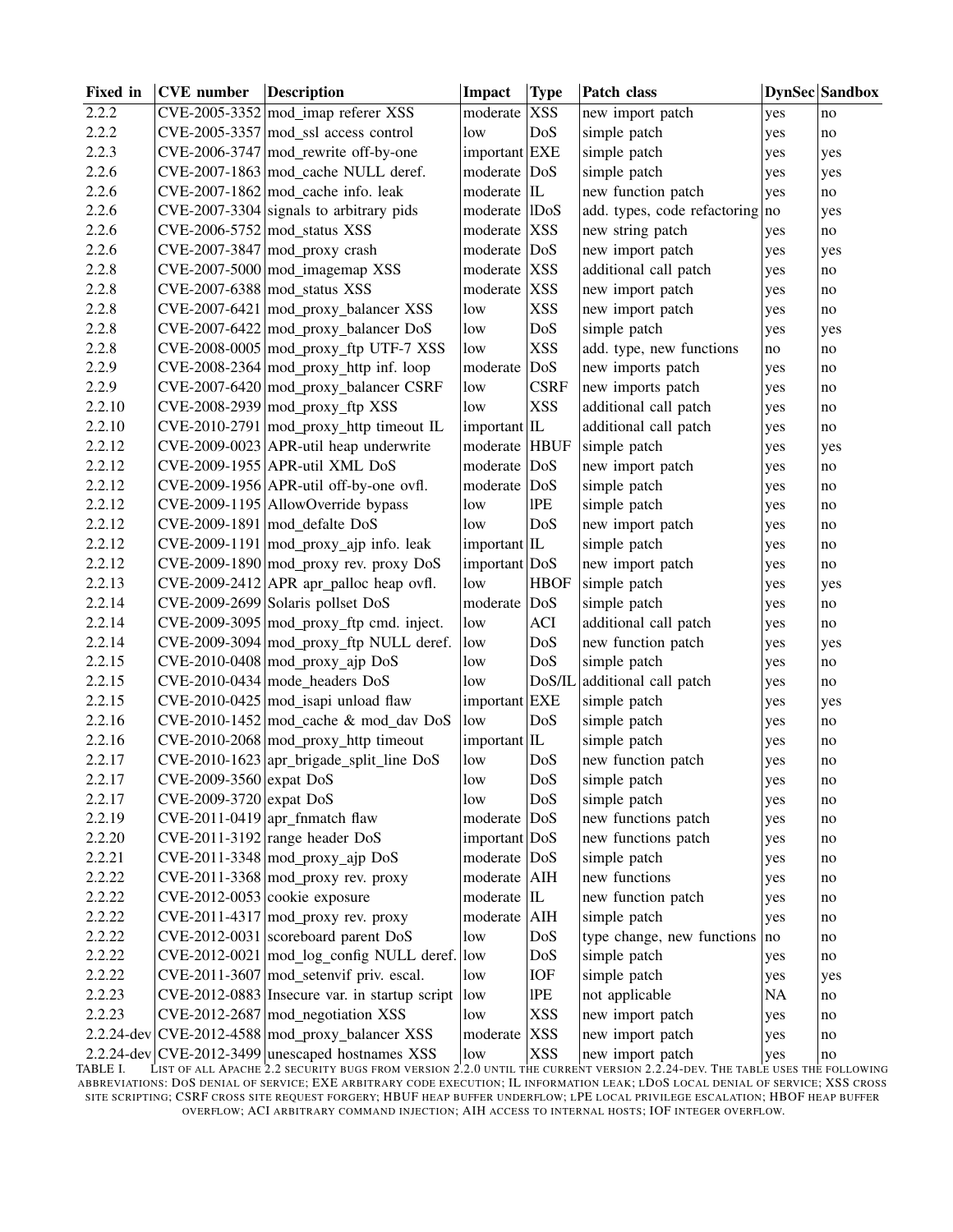| Fixed in | CVE number | Description | Impact | Type | Patch class | DynSec | Sandbox |
|---|---|---|---|---|---|---|---|
| 2.2.2 | CVE-2005-3352 | mod_imap referer XSS | moderate | XSS | new import patch | yes | no |
| 2.2.2 | CVE-2005-3357 | mod_ssl access control | low | DoS | simple patch | yes | no |
| 2.2.3 | CVE-2006-3747 | mod_rewrite off-by-one | important | EXE | simple patch | yes | yes |
| 2.2.6 | CVE-2007-1863 | mod_cache NULL deref. | moderate | DoS | simple patch | yes | yes |
| 2.2.6 | CVE-2007-1862 | mod_cache info. leak | moderate | IL | new function patch | yes | no |
| 2.2.6 | CVE-2007-3304 | signals to arbitrary pids | moderate | lDoS | add. types, code refactoring | no | yes |
| 2.2.6 | CVE-2006-5752 | mod_status XSS | moderate | XSS | new string patch | yes | no |
| 2.2.6 | CVE-2007-3847 | mod_proxy crash | moderate | DoS | new import patch | yes | yes |
| 2.2.8 | CVE-2007-5000 | mod_imagemap XSS | moderate | XSS | additional call patch | yes | no |
| 2.2.8 | CVE-2007-6388 | mod_status XSS | moderate | XSS | new import patch | yes | no |
| 2.2.8 | CVE-2007-6421 | mod_proxy_balancer XSS | low | XSS | new import patch | yes | no |
| 2.2.8 | CVE-2007-6422 | mod_proxy_balancer DoS | low | DoS | simple patch | yes | yes |
| 2.2.8 | CVE-2008-0005 | mod_proxy_ftp UTF-7 XSS | low | XSS | add. type, new functions | no | no |
| 2.2.9 | CVE-2008-2364 | mod_proxy_http inf. loop | moderate | DoS | new imports patch | yes | no |
| 2.2.9 | CVE-2007-6420 | mod_proxy_balancer CSRF | low | CSRF | new imports patch | yes | no |
| 2.2.10 | CVE-2008-2939 | mod_proxy_ftp XSS | low | XSS | additional call patch | yes | no |
| 2.2.10 | CVE-2010-2791 | mod_proxy_http timeout IL | important | IL | additional call patch | yes | no |
| 2.2.12 | CVE-2009-0023 | APR-util heap underwrite | moderate | HBUF | simple patch | yes | yes |
| 2.2.12 | CVE-2009-1955 | APR-util XML DoS | moderate | DoS | new import patch | yes | no |
| 2.2.12 | CVE-2009-1956 | APR-util off-by-one ovfl. | moderate | DoS | simple patch | yes | no |
| 2.2.12 | CVE-2009-1195 | AllowOverride bypass | low | lPE | simple patch | yes | no |
| 2.2.12 | CVE-2009-1891 | mod_defalte DoS | low | DoS | new import patch | yes | no |
| 2.2.12 | CVE-2009-1191 | mod_proxy_ajp info. leak | important | IL | simple patch | yes | no |
| 2.2.12 | CVE-2009-1890 | mod_proxy rev. proxy DoS | important | DoS | new import patch | yes | no |
| 2.2.13 | CVE-2009-2412 | APR apr_palloc heap ovfl. | low | HBOF | simple patch | yes | yes |
| 2.2.14 | CVE-2009-2699 | Solaris pollset DoS | moderate | DoS | simple patch | yes | no |
| 2.2.14 | CVE-2009-3095 | mod_proxy_ftp cmd. inject. | low | ACI | additional call patch | yes | no |
| 2.2.14 | CVE-2009-3094 | mod_proxy_ftp NULL deref. | low | DoS | new function patch | yes | yes |
| 2.2.15 | CVE-2010-0408 | mod_proxy_ajp DoS | low | DoS | simple patch | yes | no |
| 2.2.15 | CVE-2010-0434 | mode_headers DoS | low | DoS/IL | additional call patch | yes | no |
| 2.2.15 | CVE-2010-0425 | mod_isapi unload flaw | important | EXE | simple patch | yes | yes |
| 2.2.16 | CVE-2010-1452 | mod_cache & mod_dav DoS | low | DoS | simple patch | yes | no |
| 2.2.16 | CVE-2010-2068 | mod_proxy_http timeout | important | IL | simple patch | yes | no |
| 2.2.17 | CVE-2010-1623 | apr_brigade_split_line DoS | low | DoS | new function patch | yes | no |
| 2.2.17 | CVE-2009-3560 | expat DoS | low | DoS | simple patch | yes | no |
| 2.2.17 | CVE-2009-3720 | expat DoS | low | DoS | simple patch | yes | no |
| 2.2.19 | CVE-2011-0419 | apr_fnmatch flaw | moderate | DoS | new functions patch | yes | no |
| 2.2.20 | CVE-2011-3192 | range header DoS | important | DoS | new functions patch | yes | no |
| 2.2.21 | CVE-2011-3348 | mod_proxy_ajp DoS | moderate | DoS | simple patch | yes | no |
| 2.2.22 | CVE-2011-3368 | mod_proxy rev. proxy | moderate | AIH | new functions | yes | no |
| 2.2.22 | CVE-2012-0053 | cookie exposure | moderate | IL | new function patch | yes | no |
| 2.2.22 | CVE-2011-4317 | mod_proxy rev. proxy | moderate | AIH | simple patch | yes | no |
| 2.2.22 | CVE-2012-0031 | scoreboard parent DoS | low | DoS | type change, new functions | no | no |
| 2.2.22 | CVE-2012-0021 | mod_log_config NULL deref. | low | DoS | simple patch | yes | no |
| 2.2.22 | CVE-2011-3607 | mod_setenvif priv. escal. | low | IOF | simple patch | yes | yes |
| 2.2.23 | CVE-2012-0883 | Insecure var. in startup script | low | lPE | not applicable | NA | no |
| 2.2.23 | CVE-2012-2687 | mod_negotiation XSS | low | XSS | new import patch | yes | no |
| 2.2.24-dev | CVE-2012-4588 | mod_proxy_balancer XSS | moderate | XSS | new import patch | yes | no |
| 2.2.24-dev | CVE-2012-3499 | unescaped hostnames XSS | low | XSS | new import patch | yes | no |

TABLE I. LIST OF ALL APACHE 2.2 SECURITY BUGS FROM VERSION 2.2.0 UNTIL THE CURRENT VERSION 2.2.24-DEV. THE TABLE USES THE FOLLOWING ABBREVIATIONS: DOS DENIAL OF SERVICE; EXE ARBITRARY CODE EXECUTION; IL INFORMATION LEAK; LDOS LOCAL DENIAL OF SERVICE; XSS CROSS SITE SCRIPTING; CSRF CROSS SITE REQUEST FORGERY; HBUF HEAP BUFFER UNDERFLOW; LPE LOCAL PRIVILEGE ESCALATION; HBOF HEAP BUFFER OVERFLOW; ACI ARBITRARY COMMAND INJECTION; AIH ACCESS TO INTERNAL HOSTS; IOF INTEGER OVERFLOW.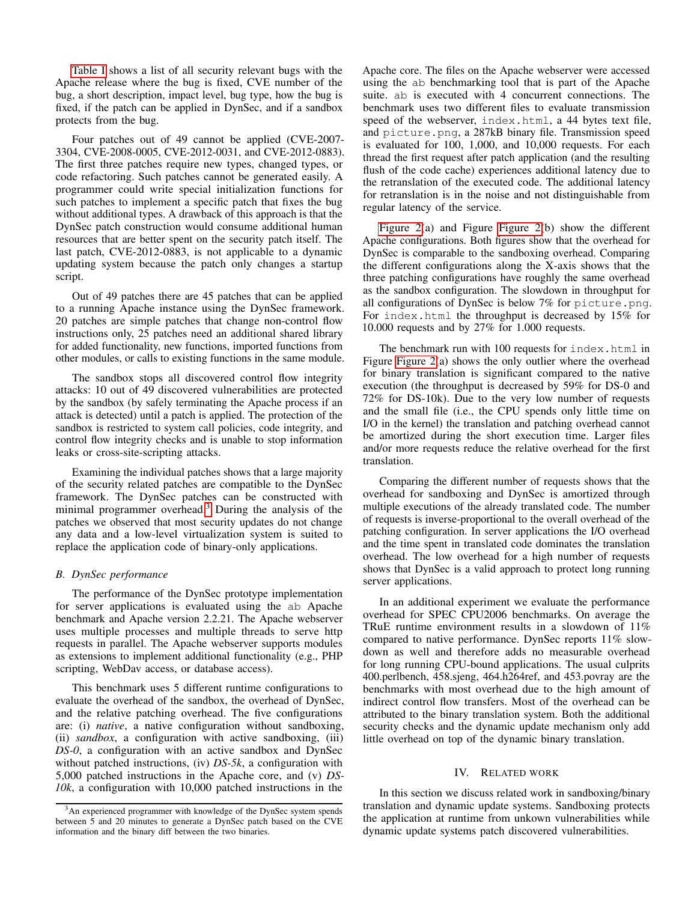Table I shows a list of all security relevant bugs with the Apache release where the bug is fixed, CVE number of the bug, a short description, impact level, bug type, how the bug is fixed, if the patch can be applied in DynSec, and if a sandbox protects from the bug.

Four patches out of 49 cannot be applied (CVE-2007-3304, CVE-2008-0005, CVE-2012-0031, and CVE-2012-0883). The first three patches require new types, changed types, or code refactoring. Such patches cannot be generated easily. A programmer could write special initialization functions for such patches to implement a specific patch that fixes the bug without additional types. A drawback of this approach is that the DynSec patch construction would consume additional human resources that are better spent on the security patch itself. The last patch, CVE-2012-0883, is not applicable to a dynamic updating system because the patch only changes a startup script.

Out of 49 patches there are 45 patches that can be applied to a running Apache instance using the DynSec framework. 20 patches are simple patches that change non-control flow instructions only, 25 patches need an additional shared library for added functionality, new functions, imported functions from other modules, or calls to existing functions in the same module.

The sandbox stops all discovered control flow integrity attacks: 10 out of 49 discovered vulnerabilities are protected by the sandbox (by safely terminating the Apache process if an attack is detected) until a patch is applied. The protection of the sandbox is restricted to system call policies, code integrity, and control flow integrity checks and is unable to stop information leaks or cross-site-scripting attacks.

Examining the individual patches shows that a large majority of the security related patches are compatible to the DynSec framework. The DynSec patches can be constructed with minimal programmer overhead.[3] During the analysis of the patches we observed that most security updates do not change any data and a low-level virtualization system is suited to replace the application code of binary-only applications.

### B. DynSec performance

The performance of the DynSec prototype implementation for server applications is evaluated using the `ab` Apache benchmark and Apache version 2.2.21. The Apache webserver uses multiple processes and multiple threads to serve http requests in parallel. The Apache webserver supports modules as extensions to implement additional functionality (e.g., PHP scripting, WebDav access, or database access).

This benchmark uses 5 different runtime configurations to evaluate the overhead of the sandbox, the overhead of DynSec, and the relative patching overhead. The five configurations are: (i) *native*, a native configuration without sandboxing, (ii) *sandbox*, a configuration with active sandboxing, (iii) *DS-0*, a configuration with an active sandbox and DynSec without patched instructions, (iv) *DS-5k*, a configuration with 5,000 patched instructions in the Apache core, and (v) *DS-10k*, a configuration with 10,000 patched instructions in the Apache core. The files on the Apache webserver were accessed using the `ab` benchmarking tool that is part of the Apache suite. `ab` is executed with 4 concurrent connections. The benchmark uses two different files to evaluate transmission speed of the webserver, `index.html`, a 44 bytes text file, and `picture.png`, a 287kB binary file. Transmission speed is evaluated for 100, 1,000, and 10,000 requests. For each thread the first request after patch application (and the resulting flush of the code cache) experiences additional latency due to the retranslation of the executed code. The additional latency for retranslation is in the noise and not distinguishable from regular latency of the service.

Figure 2(a) and Figure Figure 2(b) show the different Apache configurations. Both figures show that the overhead for DynSec is comparable to the sandboxing overhead. Comparing the different configurations along the X-axis shows that the three patching configurations have roughly the same overhead as the sandbox configuration. The slowdown in throughput for all configurations of DynSec is below 7% for `picture.png`. For `index.html` the throughput is decreased by 15% for 10.000 requests and by 27% for 1.000 requests.

The benchmark run with 100 requests for `index.html` in Figure Figure 2(a) shows the only outlier where the overhead for binary translation is significant compared to the native execution (the throughput is decreased by 59% for DS-0 and 72% for DS-10k). Due to the very low number of requests and the small file (i.e., the CPU spends only little time on I/O in the kernel) the translation and patching overhead cannot be amortized during the short execution time. Larger files and/or more requests reduce the relative overhead for the first translation.

Comparing the different number of requests shows that the overhead for sandboxing and DynSec is amortized through multiple executions of the already translated code. The number of requests is inverse-proportional to the overall overhead of the patching configuration. In server applications the I/O overhead and the time spent in translated code dominates the translation overhead. The low overhead for a high number of requests shows that DynSec is a valid approach to protect long running server applications.

In an additional experiment we evaluate the performance overhead for SPEC CPU2006 benchmarks. On average the TRuE runtime environment results in a slowdown of 11% compared to native performance. DynSec reports 11% slowdown as well and therefore adds no measurable overhead for long running CPU-bound applications. The usual culprits 400.perlbench, 458.sjeng, 464.h264ref, and 453.povray are the benchmarks with most overhead due to the high amount of indirect control flow transfers. Most of the overhead can be attributed to the binary translation system. Both the additional security checks and the dynamic update mechanism only add little overhead on top of the dynamic binary translation.

## IV. Related work

In this section we discuss related work in sandboxing/binary translation and dynamic update systems. Sandboxing protects the application at runtime from unkown vulnerabilities while dynamic update systems patch discovered vulnerabilities.

[3] An experienced programmer with knowledge of the DynSec system spends between 5 and 20 minutes to generate a DynSec patch based on the CVE information and the binary diff between the two binaries.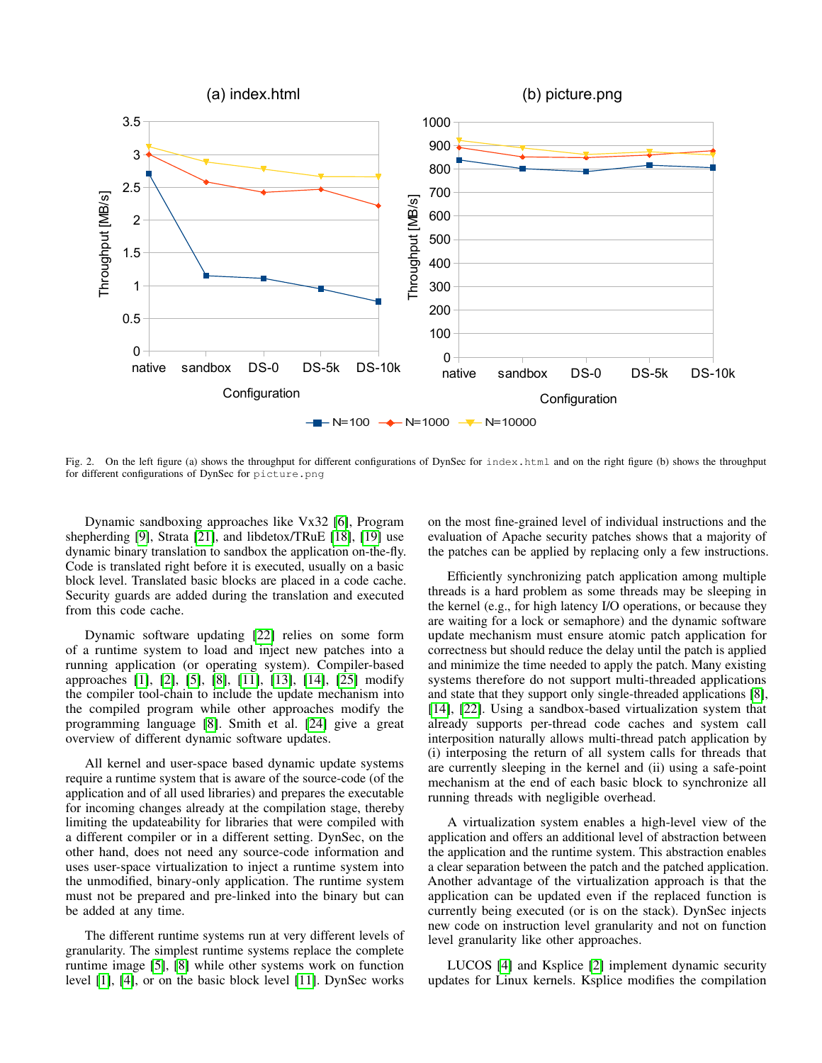(a) index.html

Throughput [MB/s]

3.5
3
2.5
2
1.5
1
0.5
0

native sandbox DS-0 DS-5k DS-10k

Configuration

(b) picture.png

Throughput [MB/s]

1000
900
800
700
600
500
400
300
200
100
0

native sandbox DS-0 DS-5k DS-10k

Configuration

N=100 N=1000 N=10000

Fig. 2. On the left figure (a) shows the throughput for different configurations of DynSec for `index.html` and on the right figure (b) shows the throughput for different configurations of DynSec for `picture.png`

Dynamic sandboxing approaches like Vx32 [6], Program shepherding [9], Strata [21], and libdetox/TRuE [18], [19] use dynamic binary translation to sandbox the application on-the-fly. Code is translated right before it is executed, usually on a basic block level. Translated basic blocks are placed in a code cache. Security guards are added during the translation and executed from this code cache.

Dynamic software updating [22] relies on some form of a runtime system to load and inject new patches into a running application (or operating system). Compiler-based approaches [1], [2], [5], [8], [11], [13], [14], [25] modify the compiler tool-chain to include the update mechanism into the compiled program while other approaches modify the programming language [8]. Smith et al. [24] give a great overview of different dynamic software updates.

All kernel and user-space based dynamic update systems require a runtime system that is aware of the source-code (of the application and of all used libraries) and prepares the executable for incoming changes already at the compilation stage, thereby limiting the updateability for libraries that were compiled with a different compiler or in a different setting. DynSec, on the other hand, does not need any source-code information and uses user-space virtualization to inject a runtime system into the unmodified, binary-only application. The runtime system must not be prepared and pre-linked into the binary but can be added at any time.

The different runtime systems run at very different levels of granularity. The simplest runtime systems replace the complete runtime image [5], [8] while other systems work on function level [1], [4], or on the basic block level [11]. DynSec works on the most fine-grained level of individual instructions and the evaluation of Apache security patches shows that a majority of the patches can be applied by replacing only a few instructions.

Efficiently synchronizing patch application among multiple threads is a hard problem as some threads may be sleeping in the kernel (e.g., for high latency I/O operations, or because they are waiting for a lock or semaphore) and the dynamic software update mechanism must ensure atomic patch application for correctness but should reduce the delay until the patch is applied and minimize the time needed to apply the patch. Many existing systems therefore do not support multi-threaded applications and state that they support only single-threaded applications [8], [14], [22]. Using a sandbox-based virtualization system that already supports per-thread code caches and system call interposition naturally allows multi-thread patch application by (i) interposing the return of all system calls for threads that are currently sleeping in the kernel and (ii) using a safe-point mechanism at the end of each basic block to synchronize all running threads with negligible overhead.

A virtualization system enables a high-level view of the application and offers an additional level of abstraction between the application and the runtime system. This abstraction enables a clear separation between the patch and the patched application. Another advantage of the virtualization approach is that the application can be updated even if the replaced function is currently being executed (or is on the stack). DynSec injects new code on instruction level granularity and not on function level granularity like other approaches.

LUCOS [4] and Ksplice [2] implement dynamic security updates for Linux kernels. Ksplice modifies the compilation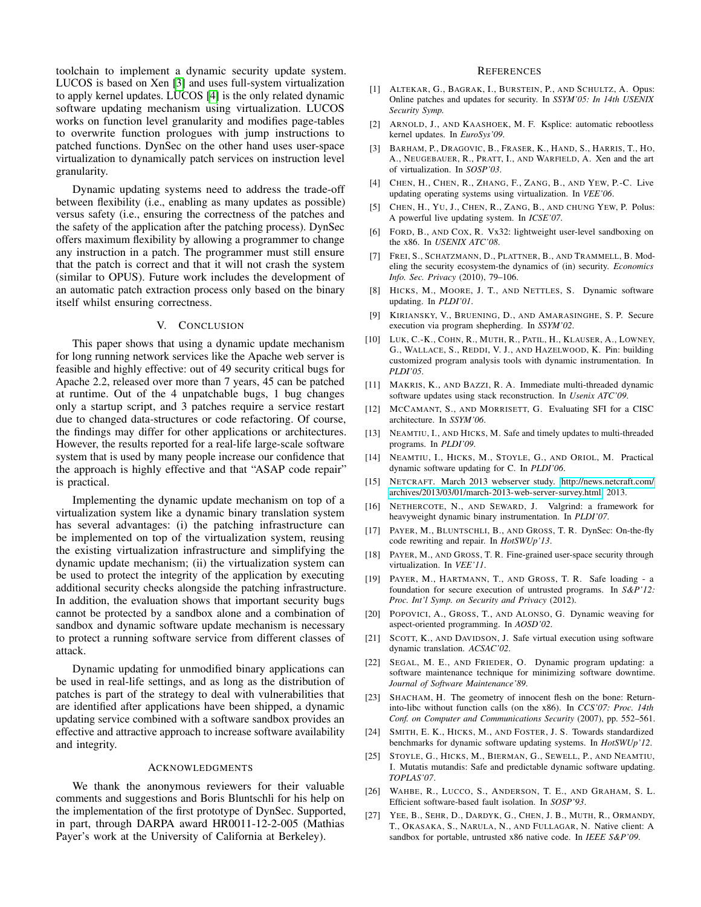toolchain to implement a dynamic security update system. LUCOS is based on Xen [3] and uses full-system virtualization to apply kernel updates. LUCOS [4] is the only related dynamic software updating mechanism using virtualization. LUCOS works on function level granularity and modifies page-tables to overwrite function prologues with jump instructions to patched functions. DynSec on the other hand uses user-space virtualization to dynamically patch services on instruction level granularity.

Dynamic updating systems need to address the trade-off between flexibility (i.e., enabling as many updates as possible) versus safety (i.e., ensuring the correctness of the patches and the safety of the application after the patching process). DynSec offers maximum flexibility by allowing a programmer to change any instruction in a patch. The programmer must still ensure that the patch is correct and that it will not crash the system (similar to OPUS). Future work includes the development of an automatic patch extraction process only based on the binary itself whilst ensuring correctness.

## V. Conclusion

This paper shows that using a dynamic update mechanism for long running network services like the Apache web server is feasible and highly effective: out of 49 security critical bugs for Apache 2.2, released over more than 7 years, 45 can be patched at runtime. Out of the 4 unpatchable bugs, 1 bug changes only a startup script, and 3 patches require a service restart due to changed data-structures or code refactoring. Of course, the findings may differ for other applications or architectures. However, the results reported for a real-life large-scale software system that is used by many people increase our confidence that the approach is highly effective and that "ASAP code repair" is practical.

Implementing the dynamic update mechanism on top of a virtualization system like a dynamic binary translation system has several advantages: (i) the patching infrastructure can be implemented on top of the virtualization system, reusing the existing virtualization infrastructure and simplifying the dynamic update mechanism; (ii) the virtualization system can be used to protect the integrity of the application by executing additional security checks alongside the patching infrastructure. In addition, the evaluation shows that important security bugs cannot be protected by a sandbox alone and a combination of sandbox and dynamic software update mechanism is necessary to protect a running software service from different classes of attack.

Dynamic updating for unmodified binary applications can be used in real-life settings, and as long as the distribution of patches is part of the strategy to deal with vulnerabilities that are identified after applications have been shipped, a dynamic updating service combined with a software sandbox provides an effective and attractive approach to increase software availability and integrity.

## Acknowledgments

We thank the anonymous reviewers for their valuable comments and suggestions and Boris Bluntschli for his help on the implementation of the first prototype of DynSec. Supported, in part, through DARPA award HR0011-12-2-005 (Mathias Payer's work at the University of California at Berkeley).

## References

[1] Altekar, G., Bagrak, I., Burstein, P., and Schultz, A. Opus: Online patches and updates for security. In *SSYM'05: In 14th USENIX Security Symp.*

[2] Arnold, J., and Kaashoek, M. F. Ksplice: automatic rebootless kernel updates. In *EuroSys'09*.

[3] Barham, P., Dragovic, B., Fraser, K., Hand, S., Harris, T., Ho, A., Neugebauer, R., Pratt, I., and Warfield, A. Xen and the art of virtualization. In *SOSP'03*.

[4] Chen, H., Chen, R., Zhang, F., Zang, B., and Yew, P.-C. Live updating operating systems using virtualization. In *VEE'06*.

[5] Chen, H., Yu, J., Chen, R., Zang, B., and chung Yew, P. Polus: A powerful live updating system. In *ICSE'07*.

[6] Ford, B., and Cox, R. Vx32: lightweight user-level sandboxing on the x86. In *USENIX ATC'08*.

[7] Frei, S., Schatzmann, D., Plattner, B., and Trammell, B. Modeling the security ecosystem-the dynamics of (in) security. *Economics Info. Sec. Privacy* (2010), 79–106.

[8] Hicks, M., Moore, J. T., and Nettles, S. Dynamic software updating. In *PLDI'01*.

[9] Kiriansky, V., Bruening, D., and Amarasinghe, S. P. Secure execution via program shepherding. In *SSYM'02*.

[10] Luk, C.-K., Cohn, R., Muth, R., Patil, H., Klauser, A., Lowney, G., Wallace, S., Reddi, V. J., and Hazelwood, K. Pin: building customized program analysis tools with dynamic instrumentation. In *PLDI'05*.

[11] Makris, K., and Bazzi, R. A. Immediate multi-threaded dynamic software updates using stack reconstruction. In *Usenix ATC'09*.

[12] McCamant, S., and Morrisett, G. Evaluating SFI for a CISC architecture. In *SSYM'06*.

[13] Neamtiu, I., and Hicks, M. Safe and timely updates to multi-threaded programs. In *PLDI'09*.

[14] Neamtiu, I., Hicks, M., Stoyle, G., and Oriol, M. Practical dynamic software updating for C. In *PLDI'06*.

[15] Netcraft. March 2013 webserver study. http://news.netcraft.com/archives/2013/03/01/march-2013-web-server-survey.html, 2013.

[16] Nethercote, N., and Seward, J. Valgrind: a framework for heavyweight dynamic binary instrumentation. In *PLDI'07*.

[17] Payer, M., Bluntschli, B., and Gross, T. R. DynSec: On-the-fly code rewriting and repair. In *HotSWUp'13*.

[18] Payer, M., and Gross, T. R. Fine-grained user-space security through virtualization. In *VEE'11*.

[19] Payer, M., Hartmann, T., and Gross, T. R. Safe loading - a foundation for secure execution of untrusted programs. In *S&P'12: Proc. Int'l Symp. on Security and Privacy* (2012).

[20] Popovici, A., Gross, T., and Alonso, G. Dynamic weaving for aspect-oriented programming. In *AOSD'02*.

[21] Scott, K., and Davidson, J. Safe virtual execution using software dynamic translation. *ACSAC'02*.

[22] Segal, M. E., and Frieder, O. Dynamic program updating: a software maintenance technique for minimizing software downtime. *Journal of Software Maintenance'89*.

[23] Shacham, H. The geometry of innocent flesh on the bone: Return-into-libc without function calls (on the x86). In *CCS'07: Proc. 14th Conf. on Computer and Communications Security* (2007), pp. 552–561.

[24] Smith, E. K., Hicks, M., and Foster, J. S. Towards standardized benchmarks for dynamic software updating systems. In *HotSWUp'12*.

[25] Stoyle, G., Hicks, M., Bierman, G., Sewell, P., and Neamtiu, I. Mutatis mutandis: Safe and predictable dynamic software updating. *TOPLAS'07*.

[26] Wahbe, R., Lucco, S., Anderson, T. E., and Graham, S. L. Efficient software-based fault isolation. In *SOSP'93*.

[27] Yee, B., Sehr, D., Dardyk, G., Chen, J. B., Muth, R., Ormandy, T., Okasaka, S., Narula, N., and Fullagar, N. Native client: A sandbox for portable, untrusted x86 native code. In *IEEE S&P'09*.